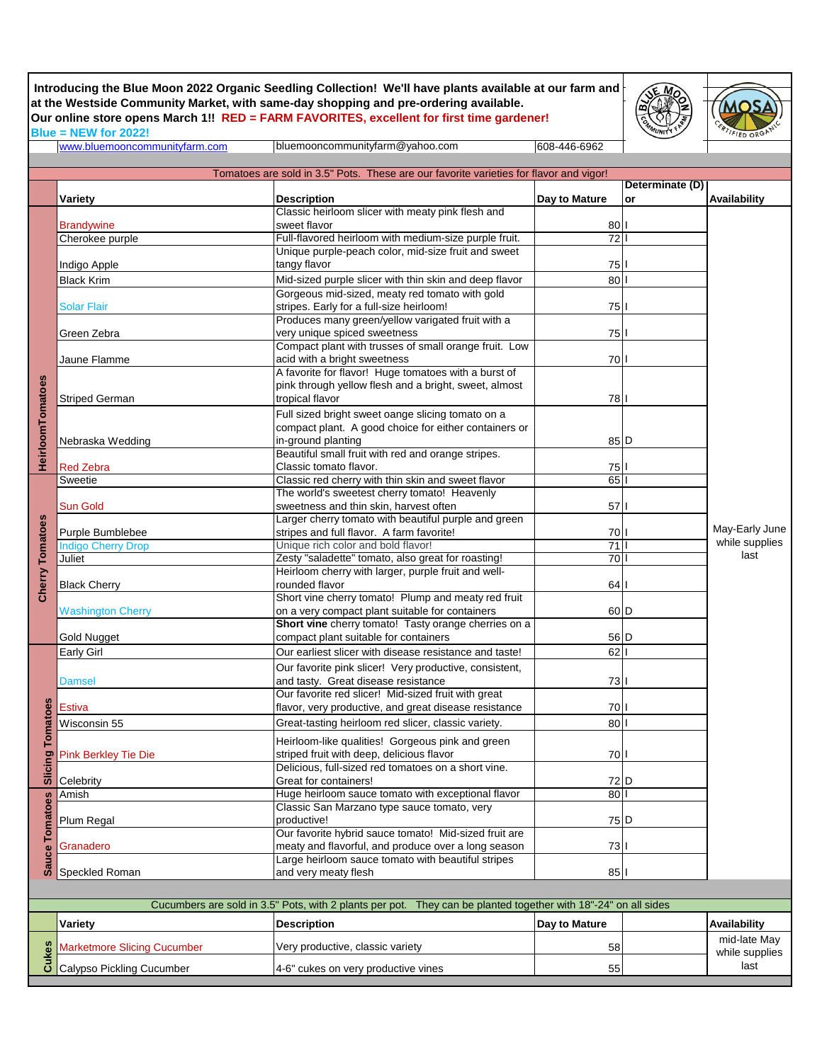**Introducing the Blue Moon 2022 Organic Seedling Collection! We'll have plants available at our farm and at the Westside Community Market, with same-day shopping and pre-ordering available.**
**Our online store opens March 1!! RED = FARM FAVORITES, excellent for first time gardener!**
**Blue = NEW for 2022!**

www.bluemooncommunityfarm.com | bluemooncommunityfarm@yahoo.com | 608-446-6962

Tomatoes are sold in 3.5" Pots. These are our favorite varieties for flavor and vigor!

| | Variety | Description | Day to Mature | Determinate (D) or | Availability |
|---|---|---|---|---|---|
| Heirloom Tomatoes | Brandywine | Classic heirloom slicer with meaty pink flesh and sweet flavor | 80 | I | May-Early June while supplies last |
| | Cherokee purple | Full-flavored heirloom with medium-size purple fruit. | 72 | I | |
| | Indigo Apple | Unique purple-peach color, mid-size fruit and sweet tangy flavor | 75 | I | |
| | Black Krim | Mid-sized purple slicer with thin skin and deep flavor | 80 | I | |
| | Solar Flair | Gorgeous mid-sized, meaty red tomato with gold stripes. Early for a full-size heirloom! | 75 | I | |
| | Green Zebra | Produces many green/yellow varigated fruit with a very unique spiced sweetness | 75 | I | |
| | Jaune Flamme | Compact plant with trusses of small orange fruit. Low acid with a bright sweetness | 70 | I | |
| | Striped German | A favorite for flavor! Huge tomatoes with a burst of pink through yellow flesh and a bright, sweet, almost tropical flavor | 78 | I | |
| | Nebraska Wedding | Full sized bright sweet oange slicing tomato on a compact plant. A good choice for either containers or in-ground planting | 85 | D | |
| | Red Zebra | Beautiful small fruit with red and orange stripes. Classic tomato flavor. | 75 | I | |
| Cherry Tomatoes | Sweetie | Classic red cherry with thin skin and sweet flavor | 65 | I | |
| | Sun Gold | The world's sweetest cherry tomato! Heavenly sweetness and thin skin, harvest often | 57 | I | |
| | Purple Bumblebee | Larger cherry tomato with beautiful purple and green stripes and full flavor. A farm favorite! | 70 | I | |
| | Indigo Cherry Drop | Unique rich color and bold flavor! | 71 | I | |
| | Juliet | Zesty "saladette" tomato, also great for roasting! | 70 | I | |
| | Black Cherry | Heirloom cherry with larger, purple fruit and well-rounded flavor | 64 | I | |
| | Washington Cherry | Short vine cherry tomato! Plump and meaty red fruit on a very compact plant suitable for containers | 60 | D | |
| | Gold Nugget | **Short vine** cherry tomato! Tasty orange cherries on a compact plant suitable for containers | 56 | D | |
| Slicing Tomatoes | Early Girl | Our earliest slicer with disease resistance and taste! | 62 | I | |
| | Damsel | Our favorite pink slicer! Very productive, consistent, and tasty. Great disease resistance | 73 | I | |
| | Estiva | Our favorite red slicer! Mid-sized fruit with great flavor, very productive, and great disease resistance | 70 | I | |
| | Wisconsin 55 | Great-tasting heirloom red slicer, classic variety. | 80 | I | |
| | Pink Berkley Tie Die | Heirloom-like qualities! Gorgeous pink and green striped fruit with deep, delicious flavor | 70 | I | |
| | Celebrity | Delicious, full-sized red tomatoes on a short vine. Great for containers! | 72 | D | |
| Sauce Tomatoes | Amish | Huge heirloom sauce tomato with exceptional flavor | 80 | I | |
| | Plum Regal | Classic San Marzano type sauce tomato, very productive! | 75 | D | |
| | Granadero | Our favorite hybrid sauce tomato! Mid-sized fruit are meaty and flavorful, and produce over a long season | 73 | I | |
| | Speckled Roman | Large heirloom sauce tomato with beautiful stripes and very meaty flesh | 85 | I | |

Cucumbers are sold in 3.5" Pots, with 2 plants per pot. They can be planted together with 18"-24" on all sides

| | Variety | Description | Day to Mature | | Availability |
|---|---|---|---|---|---|
| Cukes | Marketmore Slicing Cucumber | Very productive, classic variety | 58 | | mid-late May while supplies last |
| | Calypso Pickling Cucumber | 4-6" cukes on very productive vines | 55 | | |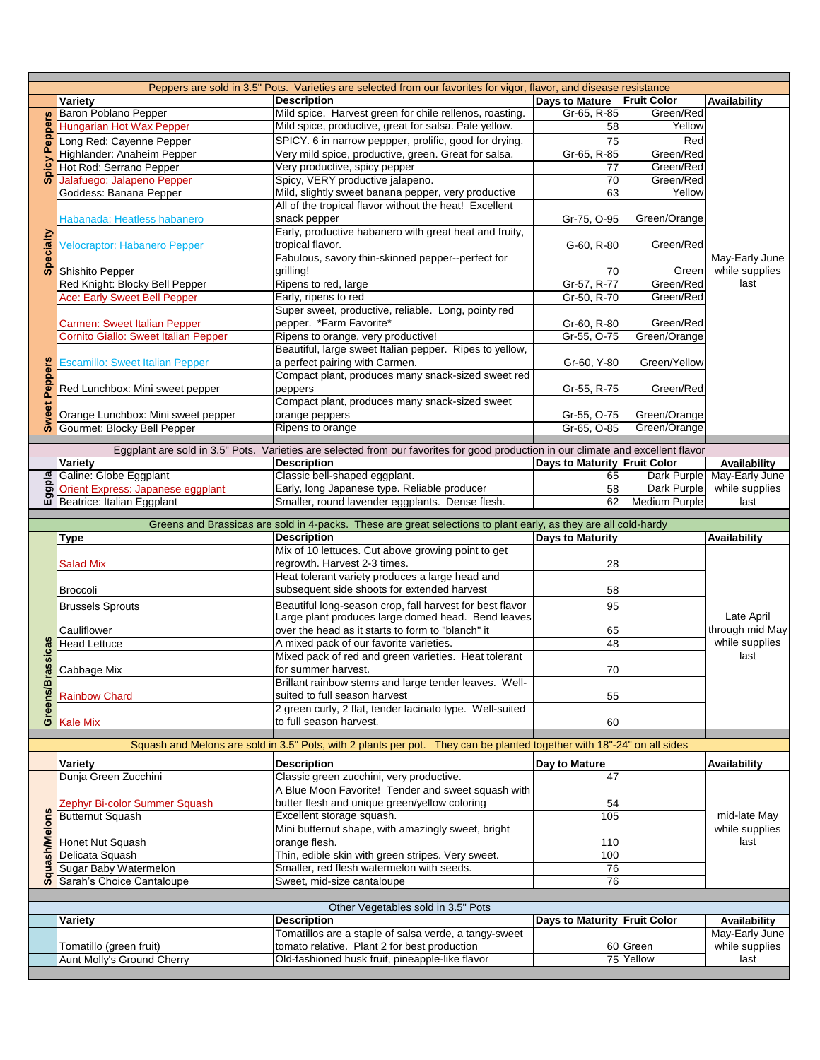Peppers are sold in 3.5" Pots. Varieties are selected from our favorites for vigor, flavor, and disease resistance

| | Variety | Description | Days to Mature | Fruit Color | Availability |
|---|---|---|---|---|---|
| Spicy Peppers | Baron Poblano Pepper | Mild spice. Harvest green for chile rellenos, roasting. | Gr-65, R-85 | Green/Red | May-Early June while supplies last |
| | Hungarian Hot Wax Pepper | Mild spice, productive, great for salsa. Pale yellow. | 58 | Yellow | |
| | Long Red: Cayenne Pepper | SPICY. 6 in narrow peppper, prolific, good for drying. | 75 | Red | |
| | Highlander: Anaheim Pepper | Very mild spice, productive, green. Great for salsa. | Gr-65, R-85 | Green/Red | |
| | Hot Rod: Serrano Pepper | Very productive, spicy pepper | 77 | Green/Red | |
| | Jalafuego: Jalapeno Pepper | Spicy, VERY productive jalapeno. | 70 | Green/Red | |
| Specialty | Goddess: Banana Pepper | Mild, slightly sweet banana pepper, very productive | 63 | Yellow | |
| | Habanada: Heatless habanero | All of the tropical flavor without the heat! Excellent snack pepper | Gr-75, O-95 | Green/Orange | |
| | Velocraptor: Habanero Pepper | Early, productive habanero with great heat and fruity, tropical flavor. | G-60, R-80 | Green/Red | |
| | Shishito Pepper | Fabulous, savory thin-skinned pepper--perfect for grilling! | 70 | Green | |
| Sweet Peppers | Red Knight: Blocky Bell Pepper | Ripens to red, large | Gr-57, R-77 | Green/Red | |
| | Ace: Early Sweet Bell Pepper | Early, ripens to red | Gr-50, R-70 | Green/Red | |
| | Carmen: Sweet Italian Pepper | Super sweet, productive, reliable. Long, pointy red pepper. *Farm Favorite* | Gr-60, R-80 | Green/Red | |
| | Cornito Giallo: Sweet Italian Pepper | Ripens to orange, very productive! | Gr-55, O-75 | Green/Orange | |
| | Escamillo: Sweet Italian Pepper | Beautiful, large sweet Italian pepper. Ripes to yellow, a perfect pairing with Carmen. | Gr-60, Y-80 | Green/Yellow | |
| | Red Lunchbox: Mini sweet pepper | Compact plant, produces many snack-sized sweet red peppers | Gr-55, R-75 | Green/Red | |
| | Orange Lunchbox: Mini sweet pepper | Compact plant, produces many snack-sized sweet orange peppers | Gr-55, O-75 | Green/Orange | |
| | Gourmet: Blocky Bell Pepper | Ripens to orange | Gr-65, O-85 | Green/Orange | |

Eggplant are sold in 3.5" Pots. Varieties are selected from our favorites for good production in our climate and excellent flavor

| | Variety | Description | Days to Maturity | Fruit Color | Availability |
|---|---|---|---|---|---|
| Eggpla | Galine: Globe Eggplant | Classic bell-shaped eggplant. | 65 | Dark Purple | May-Early June while supplies last |
| | Orient Express: Japanese eggplant | Early, long Japanese type. Reliable producer | 58 | Dark Purple | |
| | Beatrice: Italian Eggplant | Smaller, round lavender eggplants. Dense flesh. | 62 | Medium Purple | |

Greens and Brassicas are sold in 4-packs. These are great selections to plant early, as they are all cold-hardy

| | Type | Description | Days to Maturity | | Availability |
|---|---|---|---|---|---|
| Greens/Brassicas | Salad Mix | Mix of 10 lettuces. Cut above growing point to get regrowth. Harvest 2-3 times. | 28 | | Late April through mid May while supplies last |
| | Broccoli | Heat tolerant variety produces a large head and subsequent side shoots for extended harvest | 58 | | |
| | Brussels Sprouts | Beautiful long-season crop, fall harvest for best flavor | 95 | | |
| | Cauliflower | Large plant produces large domed head. Bend leaves over the head as it starts to form to "blanch" it | 65 | | |
| | Head Lettuce | A mixed pack of our favorite varieties. | 48 | | |
| | Cabbage Mix | Mixed pack of red and green varieties. Heat tolerant for summer harvest. | 70 | | |
| | Rainbow Chard | Brillant rainbow stems and large tender leaves. Well-suited to full season harvest | 55 | | |
| | Kale Mix | 2 green curly, 2 flat, tender lacinato type. Well-suited to full season harvest. | 60 | | |

Squash and Melons are sold in 3.5" Pots, with 2 plants per pot. They can be planted together with 18"-24" on all sides

| | Variety | Description | Day to Mature | | Availability |
|---|---|---|---|---|---|
| Squash/Melons | Dunja Green Zucchini | Classic green zucchini, very productive. | 47 | | mid-late May while supplies last |
| | Zephyr Bi-color Summer Squash | A Blue Moon Favorite! Tender and sweet squash with butter flesh and unique green/yellow coloring | 54 | | |
| | Butternut Squash | Excellent storage squash. | 105 | | |
| | Honet Nut Squash | Mini butternut shape, with amazingly sweet, bright orange flesh. | 110 | | |
| | Delicata Squash | Thin, edible skin with green stripes. Very sweet. | 100 | | |
| | Sugar Baby Watermelon | Smaller, red flesh watermelon with seeds. | 76 | | |
| | Sarah's Choice Cantaloupe | Sweet, mid-size cantaloupe | 76 | | |

Other Vegetables sold in 3.5" Pots

| | Variety | Description | Days to Maturity | Fruit Color | Availability |
|---|---|---|---|---|---|
| | Tomatillo (green fruit) | Tomatillos are a staple of salsa verde, a tangy-sweet tomato relative. Plant 2 for best production | 60 | Green | May-Early June while supplies last |
| | Aunt Molly's Ground Cherry | Old-fashioned husk fruit, pineapple-like flavor | 75 | Yellow | |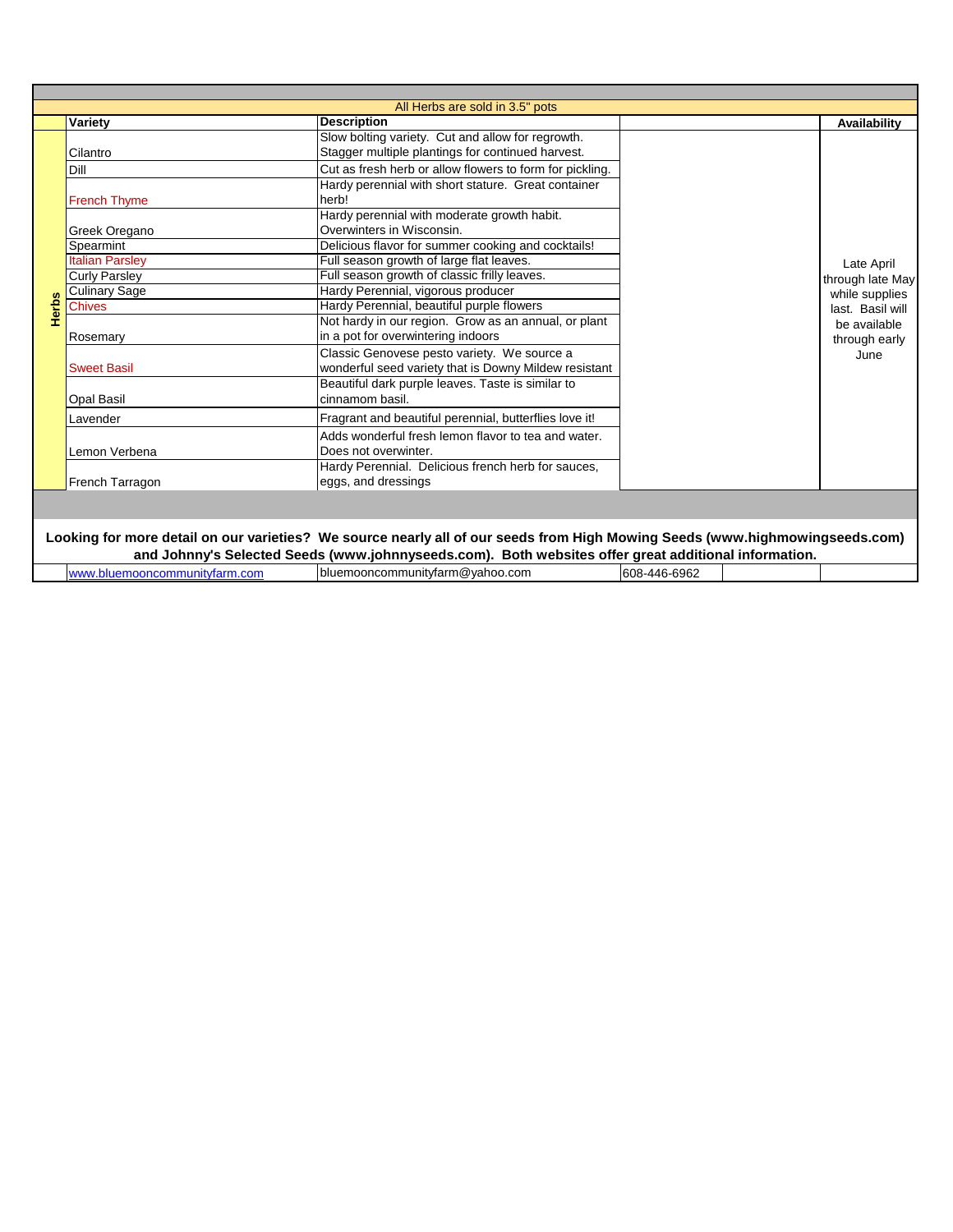All Herbs are sold in 3.5" pots

| | Variety | Description | | Availability |
|---|---|---|---|---|
| Herbs | Cilantro | Slow bolting variety. Cut and allow for regrowth. Stagger multiple plantings for continued harvest. | | Late April through late May while supplies last. Basil will be available through early June |
| | Dill | Cut as fresh herb or allow flowers to form for pickling. | | |
| | French Thyme | Hardy perennial with short stature. Great container herb! | | |
| | Greek Oregano | Hardy perennial with moderate growth habit. Overwinters in Wisconsin. | | |
| | Spearmint | Delicious flavor for summer cooking and cocktails! | | |
| | Italian Parsley | Full season growth of large flat leaves. | | |
| | Curly Parsley | Full season growth of classic frilly leaves. | | |
| | Culinary Sage | Hardy Perennial, vigorous producer | | |
| | Chives | Hardy Perennial, beautiful purple flowers | | |
| | Rosemary | Not hardy in our region. Grow as an annual, or plant in a pot for overwintering indoors | | |
| | Sweet Basil | Classic Genovese pesto variety. We source a wonderful seed variety that is Downy Mildew resistant | | |
| | Opal Basil | Beautiful dark purple leaves. Taste is similar to cinnamom basil. | | |
| | Lavender | Fragrant and beautiful perennial, butterflies love it! | | |
| | Lemon Verbena | Adds wonderful fresh lemon flavor to tea and water. Does not overwinter. | | |
| | French Tarragon | Hardy Perennial. Delicious french herb for sauces, eggs, and dressings | | |

**Looking for more detail on our varieties? We source nearly all of our seeds from High Mowing Seeds (www.highmowingseeds.com) and Johnny's Selected Seeds (www.johnnyseeds.com). Both websites offer great additional information.**

| | | | | |
|---|---|---|---|---|
| [www.bluemooncommunityfarm.com](http://www.bluemooncommunityfarm.com) | bluemooncommunityfarm@yahoo.com | 608-446-6962 | | |